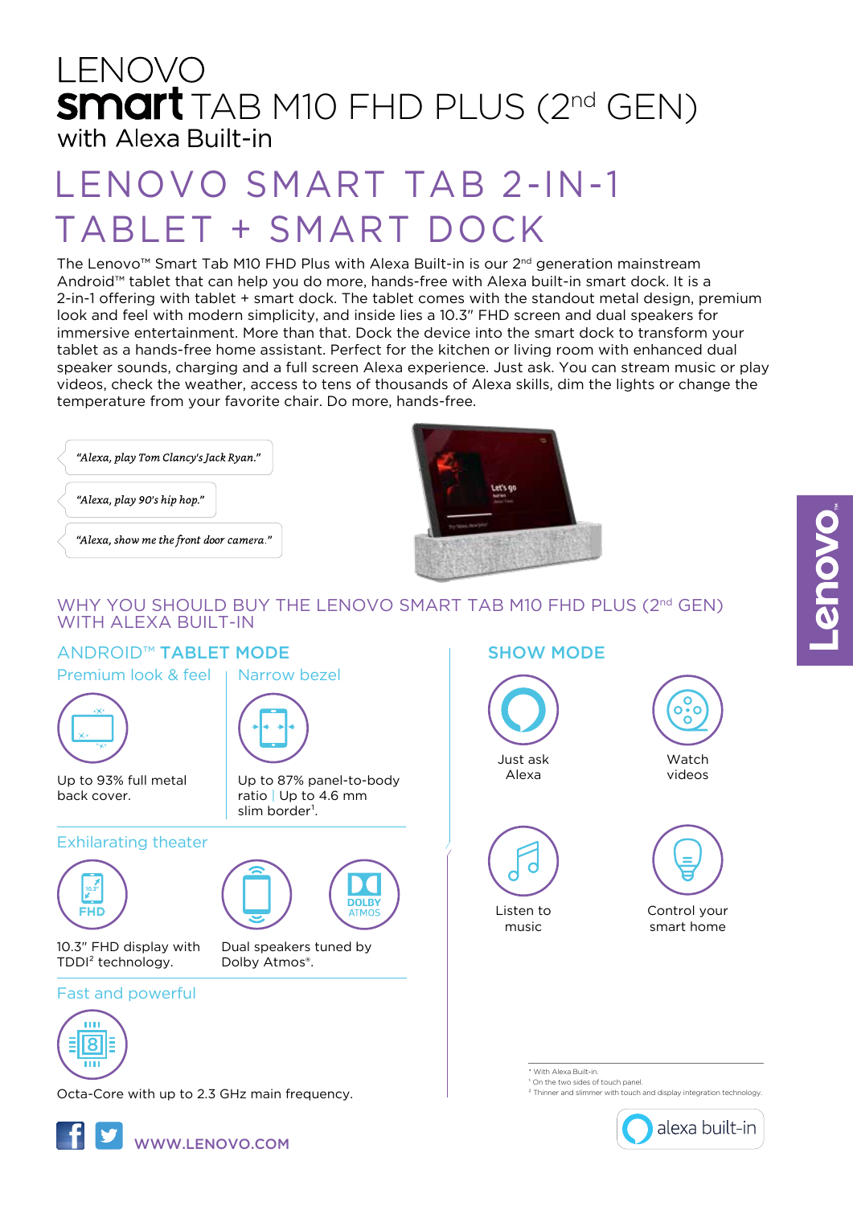# LENOVO smart TAB M10 FHD PLUS (2nd GEN) with Alexa Built-in

## LENOVO SMART TAB 2-IN-1 TABLET + SMART DOCK

The Lenovo™ Smart Tab M10 FHD Plus with Alexa Built-in is our 2nd generation mainstream Android™ tablet that can help you do more, hands-free with Alexa built-in smart dock. It is a 2-in-1 offering with tablet + smart dock. The tablet comes with the standout metal design, premium look and feel with modern simplicity, and inside lies a 10.3" FHD screen and dual speakers for immersive entertainment. More than that. Dock the device into the smart dock to transform your tablet as a hands-free home assistant. Perfect for the kitchen or living room with enhanced dual speaker sounds, charging and a full screen Alexa experience. Just ask. You can stream music or play videos, check the weather, access to tens of thousands of Alexa skills, dim the lights or change the temperature from your favorite chair. Do more, hands-free.

*"Alexa, play Tom Clancy's Jack Ryan."*

*"Alexa, play 90's hip hop."*

*"Alexa, show me the front door camera."*

## WHY YOU SHOULD BUY THE LENOVO SMART TAB M10 FHD PLUS (2nd GEN) WITH ALEXA BUILT-IN

### ANDROID™ TABLET MODE

**Premium look & feel**

Up to 93% full metal back cover.

**Narrow bezel**

Up to 87% panel-to-body ratio | Up to 4.6 mm slim border[1].

**Exhilarating theater**

10.3" FHD display with TDDI[2] technology.

Dual speakers tuned by Dolby Atmos®.

**Fast and powerful**

Octa-Core with up to 2.3 GHz main frequency.

### SHOW MODE

- Just ask Alexa
- Watch videos
- Listen to music
- Control your smart home

\* With Alexa Built-in.
[1] On the two sides of touch panel.
[2] Thinner and slimmer with touch and display integration technology.

alexa built-in

WWW.LENOVO.COM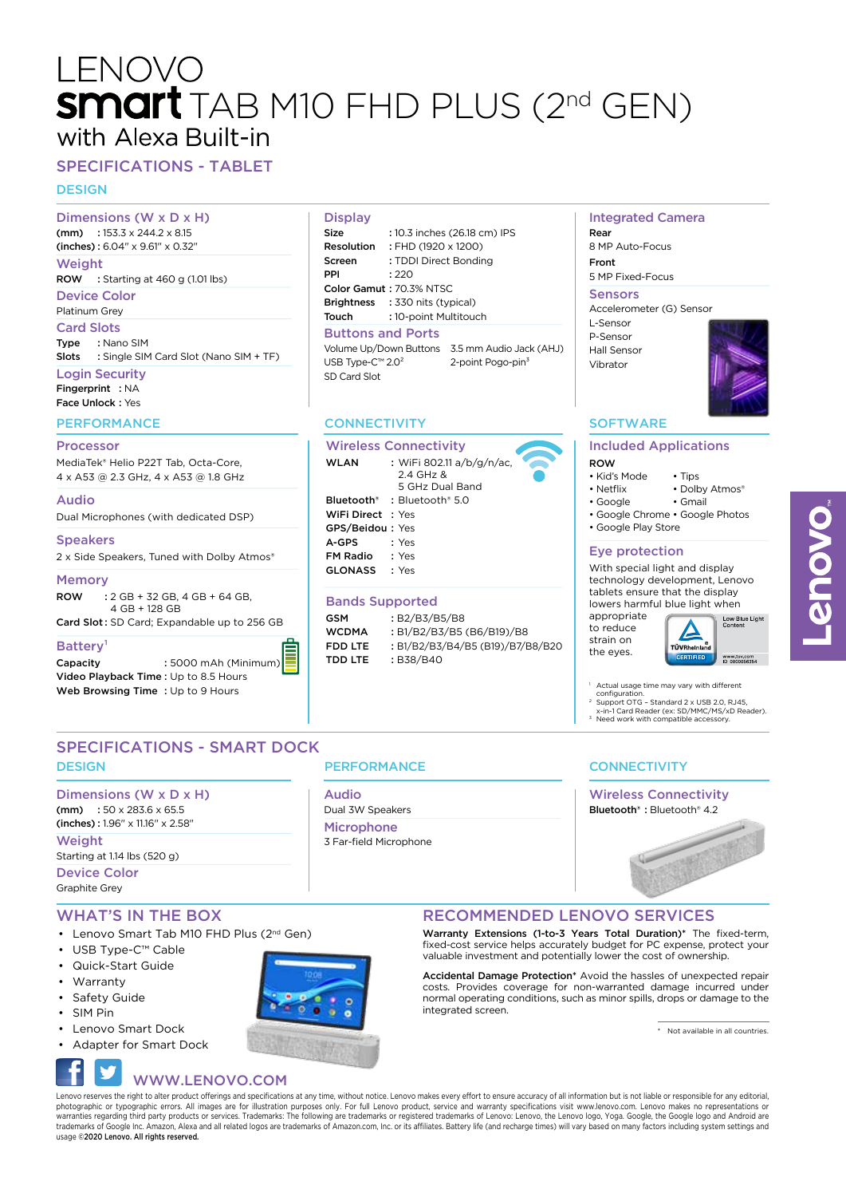# LENOVO smart TAB M10 FHD PLUS (2nd GEN) with Alexa Built-in

## SPECIFICATIONS - TABLET

### DESIGN

**Dimensions (W x D x H)**
(mm) : 153.3 x 244.2 x 8.15
(inches) : 6.04" x 9.61" x 0.32"

**Weight**
ROW : Starting at 460 g (1.01 lbs)

**Device Color**
Platinum Grey

**Card Slots**
Type : Nano SIM
Slots : Single SIM Card Slot (Nano SIM + TF)

**Login Security**
Fingerprint : NA
Face Unlock : Yes

**Display**
Size : 10.3 inches (26.18 cm) IPS
Resolution : FHD (1920 x 1200)
Screen : TDDI Direct Bonding
PPI : 220
Color Gamut : 70.3% NTSC
Brightness : 330 nits (typical)
Touch : 10-point Multitouch

**Buttons and Ports**
Volume Up/Down Buttons
3.5 mm Audio Jack (AHJ)
USB Type-C™ 2.0[2]
2-point Pogo-pin[3]
SD Card Slot

**Integrated Camera**
Rear
8 MP Auto-Focus
Front
5 MP Fixed-Focus

**Sensors**
Accelerometer (G) Sensor
L-Sensor
P-Sensor
Hall Sensor
Vibrator

### PERFORMANCE

**Processor**
MediaTek® Helio P22T Tab, Octa-Core, 4 x A53 @ 2.3 GHz, 4 x A53 @ 1.8 GHz

**Audio**
Dual Microphones (with dedicated DSP)

**Speakers**
2 x Side Speakers, Tuned with Dolby Atmos®

**Memory**
ROW : 2 GB + 32 GB, 4 GB + 64 GB, 4 GB + 128 GB
Card Slot : SD Card; Expandable up to 256 GB

**Battery[1]**
Capacity : 5000 mAh (Minimum)
Video Playback Time : Up to 8.5 Hours
Web Browsing Time : Up to 9 Hours

### CONNECTIVITY

**Wireless Connectivity**
WLAN : WiFi 802.11 a/b/g/n/ac, 2.4 GHz & 5 GHz Dual Band
Bluetooth® : Bluetooth® 5.0
WiFi Direct : Yes
GPS/Beidou : Yes
A-GPS : Yes
FM Radio : Yes
GLONASS : Yes

**Bands Supported**
GSM : B2/B3/B5/B8
WCDMA : B1/B2/B3/B5 (B6/B19)/B8
FDD LTE : B1/B2/B3/B4/B5 (B19)/B7/B8/B20
TDD LTE : B38/B40

### SOFTWARE

**Included Applications**
ROW
- Kid's Mode
- Tips
- Netflix
- Dolby Atmos®
- Google
- Gmail
- Google Chrome
- Google Photos
- Google Play Store

**Eye protection**
With special light and display technology development, Lenovo tablets ensure that the display lowers harmful blue light when appropriate to reduce strain on the eyes.

Low Blue Light Content
TÜVRheinland CERTIFIED
www.tuv.com ID 0000056354

[1] Actual usage time may vary with different configuration.
[2] Support OTG - Standard 2 x USB 2.0, RJ45, x-in-1 Card Reader (ex: SD/MMC/MS/xD Reader).
[3] Need work with compatible accessory.

## SPECIFICATIONS - SMART DOCK

### DESIGN

**Dimensions (W x D x H)**
(mm) : 50 x 283.6 x 65.5
(inches) : 1.96" x 11.16" x 2.58"

**Weight**
Starting at 1.14 lbs (520 g)

**Device Color**
Graphite Grey

### PERFORMANCE

**Audio**
Dual 3W Speakers

**Microphone**
3 Far-field Microphone

### CONNECTIVITY

**Wireless Connectivity**
Bluetooth® : Bluetooth® 4.2

## WHAT'S IN THE BOX

- Lenovo Smart Tab M10 FHD Plus (2nd Gen)
- USB Type-C™ Cable
- Quick-Start Guide
- Warranty
- Safety Guide
- SIM Pin
- Lenovo Smart Dock
- Adapter for Smart Dock

## RECOMMENDED LENOVO SERVICES

**Warranty Extensions (1-to-3 Years Total Duration)*** The fixed-term, fixed-cost service helps accurately budget for PC expense, protect your valuable investment and potentially lower the cost of ownership.

**Accidental Damage Protection*** Avoid the hassles of unexpected repair costs. Provides coverage for non-warranted damage incurred under normal operating conditions, such as minor spills, drops or damage to the integrated screen.

* Not available in all countries.

WWW.LENOVO.COM

Lenovo reserves the right to alter product offerings and specifications at any time, without notice. Lenovo makes every effort to ensure accuracy of all information but is not liable or responsible for any editorial, photographic or typographic errors. All images are for illustration purposes only. For full Lenovo product, service and warranty specifications visit www.lenovo.com. Lenovo makes no representations or warranties regarding third party products or services. Trademarks: The following are trademarks or registered trademarks of Lenovo: Lenovo, the Lenovo logo, Yoga. Google, the Google logo and Android are trademarks of Google Inc. Amazon, Alexa and all related logos are trademarks of Amazon.com, Inc. or its affiliates. Battery life (and recharge times) will vary based on many factors including system settings and usage ©**2020 Lenovo. All rights reserved.**